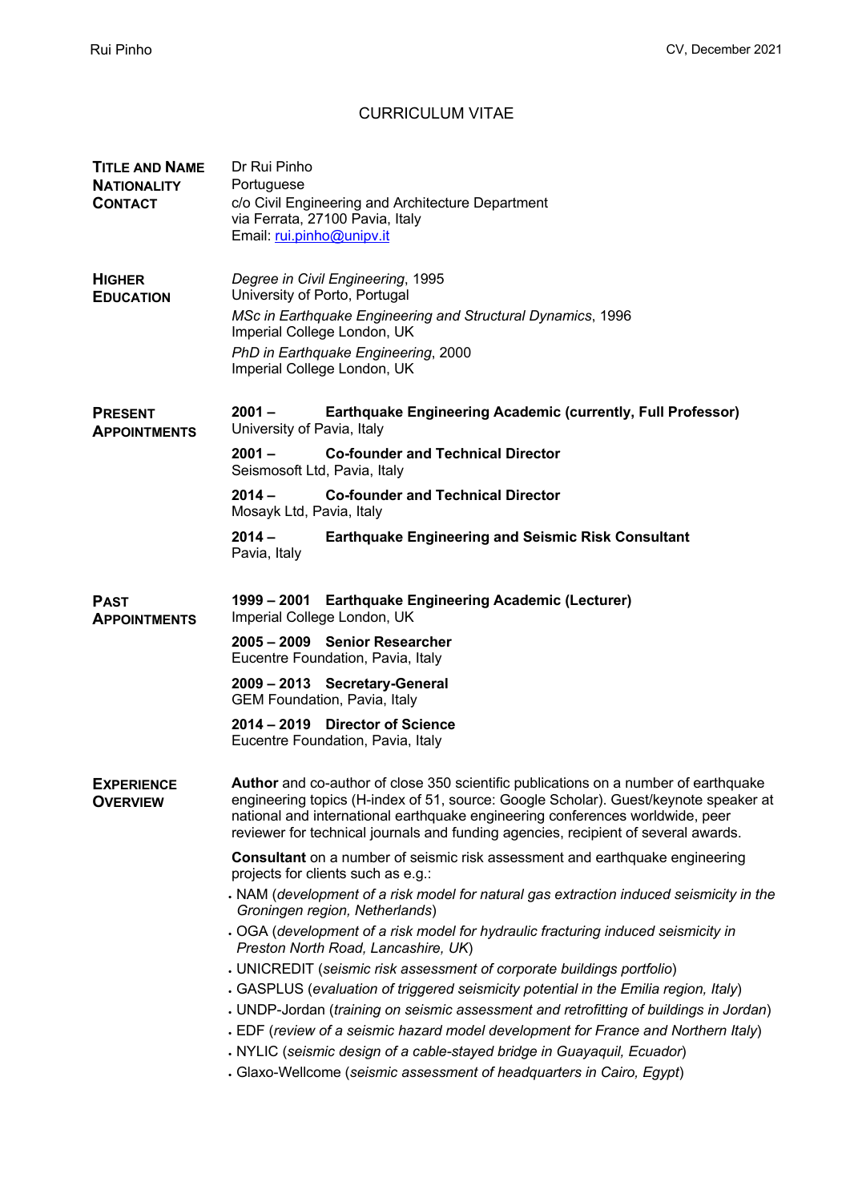# CURRICULUM VITAE

**TITLE AND NAME** Dr Rui Pinho

**NATIONALITY** Portuguese

**CONTACT** c/o Civil Engineering and Architecture Department
via Ferrata, 27100 Pavia, Italy
Email: rui.pinho@unipv.it

## HIGHER EDUCATION

*Degree in Civil Engineering*, 1995
University of Porto, Portugal

*MSc in Earthquake Engineering and Structural Dynamics*, 1996
Imperial College London, UK

*PhD in Earthquake Engineering*, 2000
Imperial College London, UK

## PRESENT APPOINTMENTS

**2001 – Earthquake Engineering Academic (currently, Full Professor)**
University of Pavia, Italy

**2001 – Co-founder and Technical Director**
Seismosoft Ltd, Pavia, Italy

**2014 – Co-founder and Technical Director**
Mosayk Ltd, Pavia, Italy

**2014 – Earthquake Engineering and Seismic Risk Consultant**
Pavia, Italy

## PAST APPOINTMENTS

**1999 – 2001 Earthquake Engineering Academic (Lecturer)**
Imperial College London, UK

**2005 – 2009 Senior Researcher**
Eucentre Foundation, Pavia, Italy

**2009 – 2013 Secretary-General**
GEM Foundation, Pavia, Italy

**2014 – 2019 Director of Science**
Eucentre Foundation, Pavia, Italy

## EXPERIENCE OVERVIEW

**Author** and co-author of close 350 scientific publications on a number of earthquake engineering topics (H-index of 51, source: Google Scholar). Guest/keynote speaker at national and international earthquake engineering conferences worldwide, peer reviewer for technical journals and funding agencies, recipient of several awards.

**Consultant** on a number of seismic risk assessment and earthquake engineering projects for clients such as e.g.:

- NAM (*development of a risk model for natural gas extraction induced seismicity in the Groningen region, Netherlands*)
- OGA (*development of a risk model for hydraulic fracturing induced seismicity in Preston North Road, Lancashire, UK*)
- UNICREDIT (*seismic risk assessment of corporate buildings portfolio*)
- GASPLUS (*evaluation of triggered seismicity potential in the Emilia region, Italy*)
- UNDP-Jordan (*training on seismic assessment and retrofitting of buildings in Jordan*)
- EDF (*review of a seismic hazard model development for France and Northern Italy*)
- NYLIC (*seismic design of a cable-stayed bridge in Guayaquil, Ecuador*)
- Glaxo-Wellcome (*seismic assessment of headquarters in Cairo, Egypt*)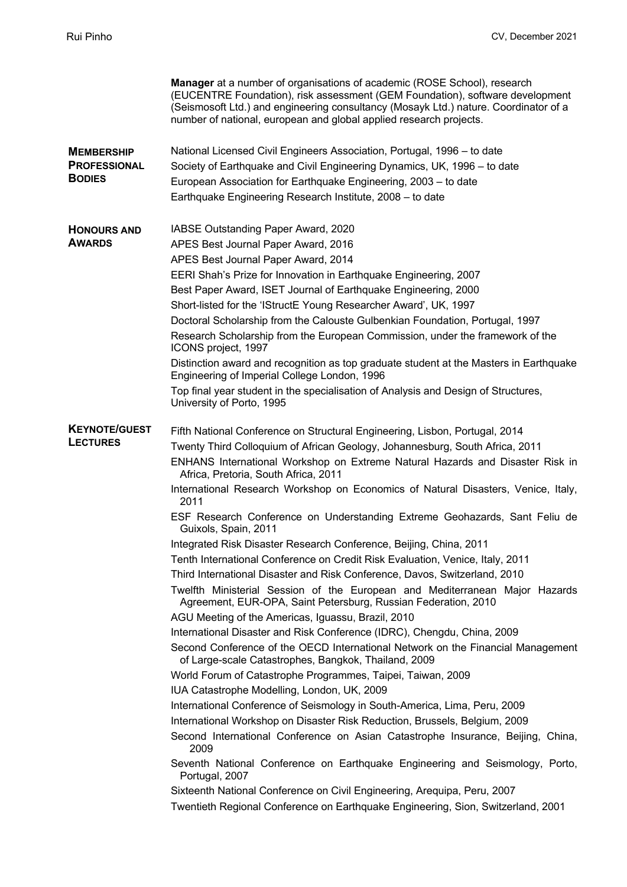**Manager** at a number of organisations of academic (ROSE School), research (EUCENTRE Foundation), risk assessment (GEM Foundation), software development (Seismosoft Ltd.) and engineering consultancy (Mosayk Ltd.) nature. Coordinator of a number of national, european and global applied research projects.

## Membership Professional Bodies

National Licensed Civil Engineers Association, Portugal, 1996 – to date

Society of Earthquake and Civil Engineering Dynamics, UK, 1996 – to date

European Association for Earthquake Engineering, 2003 – to date

Earthquake Engineering Research Institute, 2008 – to date

## Honours and Awards

IABSE Outstanding Paper Award, 2020

APES Best Journal Paper Award, 2016

APES Best Journal Paper Award, 2014

EERI Shah's Prize for Innovation in Earthquake Engineering, 2007

Best Paper Award, ISET Journal of Earthquake Engineering, 2000

Short-listed for the 'IStructE Young Researcher Award', UK, 1997

Doctoral Scholarship from the Calouste Gulbenkian Foundation, Portugal, 1997

Research Scholarship from the European Commission, under the framework of the ICONS project, 1997

Distinction award and recognition as top graduate student at the Masters in Earthquake Engineering of Imperial College London, 1996

Top final year student in the specialisation of Analysis and Design of Structures, University of Porto, 1995

## Keynote/Guest Lectures

Fifth National Conference on Structural Engineering, Lisbon, Portugal, 2014

Twenty Third Colloquium of African Geology, Johannesburg, South Africa, 2011

ENHANS International Workshop on Extreme Natural Hazards and Disaster Risk in Africa, Pretoria, South Africa, 2011

International Research Workshop on Economics of Natural Disasters, Venice, Italy, 2011

ESF Research Conference on Understanding Extreme Geohazards, Sant Feliu de Guixols, Spain, 2011

Integrated Risk Disaster Research Conference, Beijing, China, 2011

Tenth International Conference on Credit Risk Evaluation, Venice, Italy, 2011

Third International Disaster and Risk Conference, Davos, Switzerland, 2010

Twelfth Ministerial Session of the European and Mediterranean Major Hazards Agreement, EUR-OPA, Saint Petersburg, Russian Federation, 2010

AGU Meeting of the Americas, Iguassu, Brazil, 2010

International Disaster and Risk Conference (IDRC), Chengdu, China, 2009

Second Conference of the OECD International Network on the Financial Management of Large-scale Catastrophes, Bangkok, Thailand, 2009

World Forum of Catastrophe Programmes, Taipei, Taiwan, 2009

IUA Catastrophe Modelling, London, UK, 2009

International Conference of Seismology in South-America, Lima, Peru, 2009

International Workshop on Disaster Risk Reduction, Brussels, Belgium, 2009

Second International Conference on Asian Catastrophe Insurance, Beijing, China, 2009

Seventh National Conference on Earthquake Engineering and Seismology, Porto, Portugal, 2007

Sixteenth National Conference on Civil Engineering, Arequipa, Peru, 2007

Twentieth Regional Conference on Earthquake Engineering, Sion, Switzerland, 2001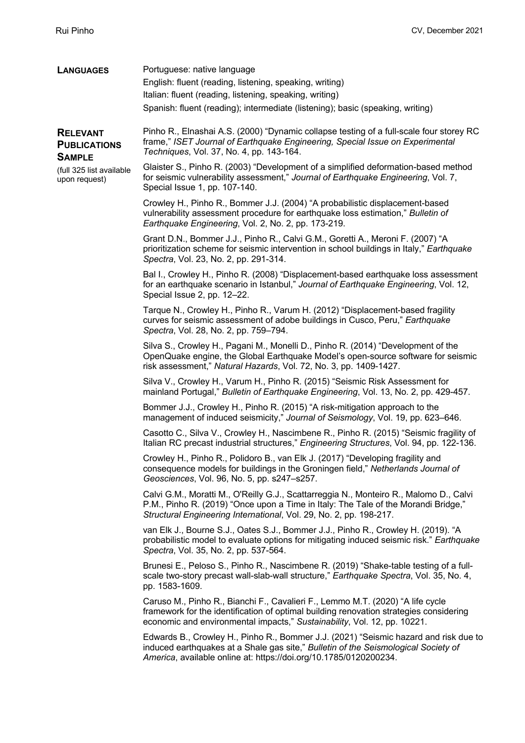## LANGUAGES

Portuguese: native language

English: fluent (reading, listening, speaking, writing)

Italian: fluent (reading, listening, speaking, writing)

Spanish: fluent (reading); intermediate (listening); basic (speaking, writing)

## RELEVANT PUBLICATIONS SAMPLE

(full 325 list available upon request)

Pinho R., Elnashai A.S. (2000) "Dynamic collapse testing of a full-scale four storey RC frame," *ISET Journal of Earthquake Engineering, Special Issue on Experimental Techniques*, Vol. 37, No. 4, pp. 143-164.

Glaister S., Pinho R. (2003) "Development of a simplified deformation-based method for seismic vulnerability assessment," *Journal of Earthquake Engineering*, Vol. 7, Special Issue 1, pp. 107-140.

Crowley H., Pinho R., Bommer J.J. (2004) "A probabilistic displacement-based vulnerability assessment procedure for earthquake loss estimation," *Bulletin of Earthquake Engineering*, Vol. 2, No. 2, pp. 173-219.

Grant D.N., Bommer J.J., Pinho R., Calvi G.M., Goretti A., Meroni F. (2007) "A prioritization scheme for seismic intervention in school buildings in Italy," *Earthquake Spectra*, Vol. 23, No. 2, pp. 291-314.

Bal I., Crowley H., Pinho R. (2008) "Displacement-based earthquake loss assessment for an earthquake scenario in Istanbul," *Journal of Earthquake Engineering*, Vol. 12, Special Issue 2, pp. 12–22.

Tarque N., Crowley H., Pinho R., Varum H. (2012) "Displacement-based fragility curves for seismic assessment of adobe buildings in Cusco, Peru," *Earthquake Spectra*, Vol. 28, No. 2, pp. 759–794.

Silva S., Crowley H., Pagani M., Monelli D., Pinho R. (2014) "Development of the OpenQuake engine, the Global Earthquake Model's open-source software for seismic risk assessment," *Natural Hazards*, Vol. 72, No. 3, pp. 1409-1427.

Silva V., Crowley H., Varum H., Pinho R. (2015) "Seismic Risk Assessment for mainland Portugal," *Bulletin of Earthquake Engineering*, Vol. 13, No. 2, pp. 429-457.

Bommer J.J., Crowley H., Pinho R. (2015) "A risk-mitigation approach to the management of induced seismicity," *Journal of Seismology*, Vol. 19, pp. 623–646.

Casotto C., Silva V., Crowley H., Nascimbene R., Pinho R. (2015) "Seismic fragility of Italian RC precast industrial structures," *Engineering Structures*, Vol. 94, pp. 122-136.

Crowley H., Pinho R., Polidoro B., van Elk J. (2017) "Developing fragility and consequence models for buildings in the Groningen field," *Netherlands Journal of Geosciences*, Vol. 96, No. 5, pp. s247–s257.

Calvi G.M., Moratti M., O'Reilly G.J., Scattarreggia N., Monteiro R., Malomo D., Calvi P.M., Pinho R. (2019) "Once upon a Time in Italy: The Tale of the Morandi Bridge," *Structural Engineering International*, Vol. 29, No. 2, pp. 198-217.

van Elk J., Bourne S.J., Oates S.J., Bommer J.J., Pinho R., Crowley H. (2019). "A probabilistic model to evaluate options for mitigating induced seismic risk." *Earthquake Spectra*, Vol. 35, No. 2, pp. 537-564.

Brunesi E., Peloso S., Pinho R., Nascimbene R. (2019) "Shake-table testing of a full-scale two-story precast wall-slab-wall structure," *Earthquake Spectra*, Vol. 35, No. 4, pp. 1583-1609.

Caruso M., Pinho R., Bianchi F., Cavalieri F., Lemmo M.T. (2020) "A life cycle framework for the identification of optimal building renovation strategies considering economic and environmental impacts," *Sustainability*, Vol. 12, pp. 10221.

Edwards B., Crowley H., Pinho R., Bommer J.J. (2021) "Seismic hazard and risk due to induced earthquakes at a Shale gas site," *Bulletin of the Seismological Society of America*, available online at: https://doi.org/10.1785/0120200234.